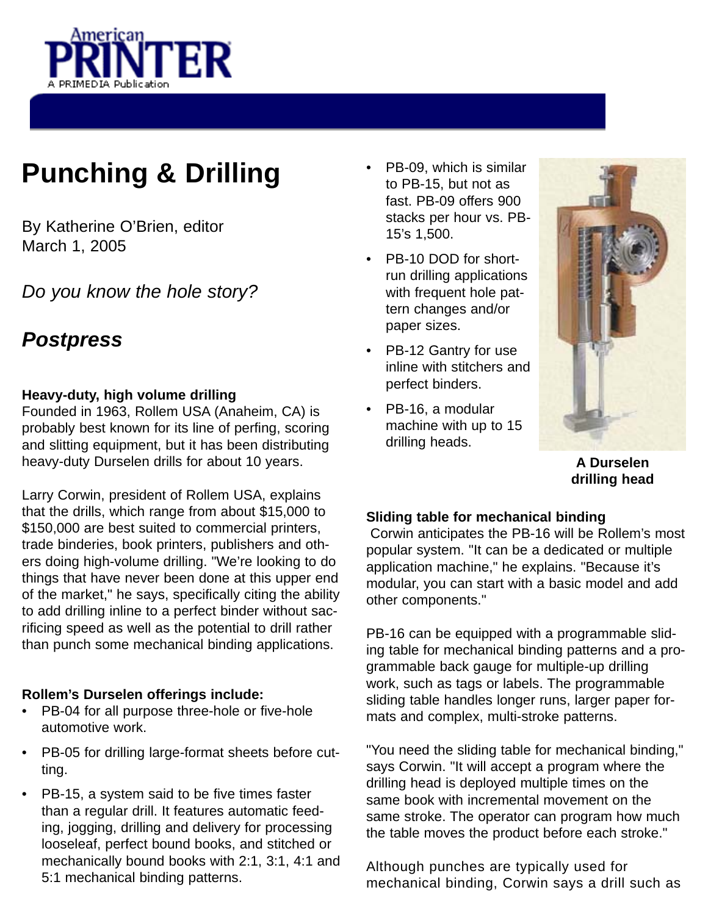# Punching & Drilling

By Katherine O'Brien, editor
March 1, 2005

*Do you know the hole story?*

## *Postpress*

**Heavy-duty, high volume drilling**
Founded in 1963, Rollem USA (Anaheim, CA) is probably best known for its line of perfing, scoring and slitting equipment, but it has been distributing heavy-duty Durselen drills for about 10 years.

Larry Corwin, president of Rollem USA, explains that the drills, which range from about $15,000 to $150,000 are best suited to commercial printers, trade binderies, book printers, publishers and others doing high-volume drilling. "We're looking to do things that have never been done at this upper end of the market," he says, specifically citing the ability to add drilling inline to a perfect binder without sacrificing speed as well as the potential to drill rather than punch some mechanical binding applications.

**Rollem's Durselen offerings include:**

- PB-04 for all purpose three-hole or five-hole automotive work.
- PB-05 for drilling large-format sheets before cutting.
- PB-15, a system said to be five times faster than a regular drill. It features automatic feeding, jogging, drilling and delivery for processing looseleaf, perfect bound books, and stitched or mechanically bound books with 2:1, 3:1, 4:1 and 5:1 mechanical binding patterns.
- PB-09, which is similar to PB-15, but not as fast. PB-09 offers 900 stacks per hour vs. PB-15's 1,500.
- PB-10 DOD for short-run drilling applications with frequent hole pattern changes and/or paper sizes.
- PB-12 Gantry for use inline with stitchers and perfect binders.
- PB-16, a modular machine with up to 15 drilling heads.

**A Durselen drilling head**

**Sliding table for mechanical binding**
Corwin anticipates the PB-16 will be Rollem's most popular system. "It can be a dedicated or multiple application machine," he explains. "Because it's modular, you can start with a basic model and add other components."

PB-16 can be equipped with a programmable sliding table for mechanical binding patterns and a programmable back gauge for multiple-up drilling work, such as tags or labels. The programmable sliding table handles longer runs, larger paper formats and complex, multi-stroke patterns.

"You need the sliding table for mechanical binding," says Corwin. "It will accept a program where the drilling head is deployed multiple times on the same book with incremental movement on the same stroke. The operator can program how much the table moves the product before each stroke."

Although punches are typically used for mechanical binding, Corwin says a drill such as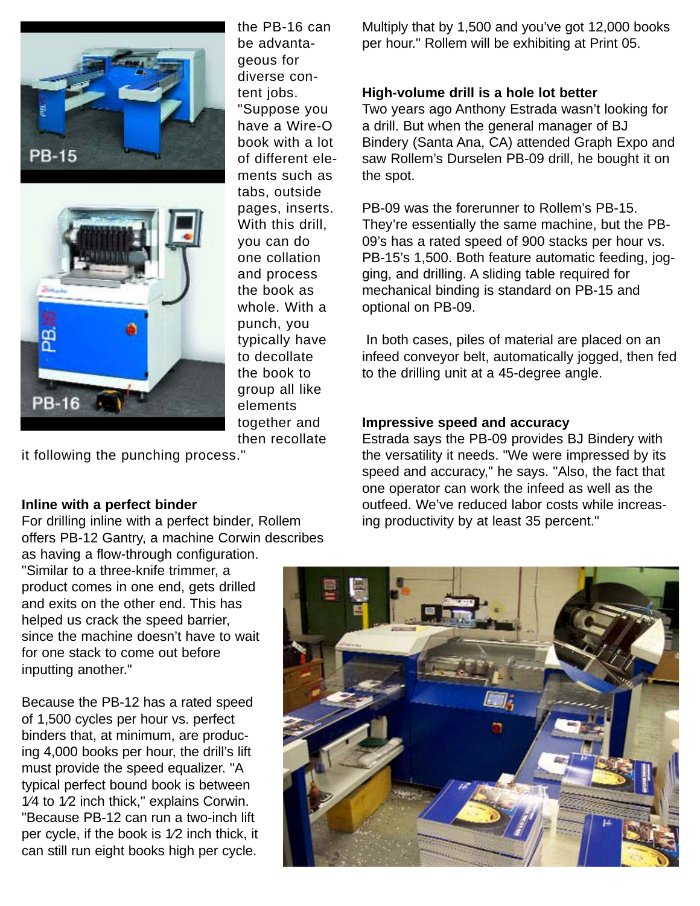the PB-16 can be advantageous for diverse content jobs. "Suppose you have a Wire-O book with a lot of different elements such as tabs, outside pages, inserts. With this drill, you can do one collation and process the book as whole. With a punch, you typically have to decollate the book to group all like elements together and then recollate it following the punching process."

**Inline with a perfect binder**

For drilling inline with a perfect binder, Rollem offers PB-12 Gantry, a machine Corwin describes as having a flow-through configuration. "Similar to a three-knife trimmer, a product comes in one end, gets drilled and exits on the other end. This has helped us crack the speed barrier, since the machine doesn't have to wait for one stack to come out before inputting another."

Because the PB-12 has a rated speed of 1,500 cycles per hour vs. perfect binders that, at minimum, are producing 4,000 books per hour, the drill's lift must provide the speed equalizer. "A typical perfect bound book is between 1⁄4 to 1⁄2 inch thick," explains Corwin. "Because PB-12 can run a two-inch lift per cycle, if the book is 1⁄2 inch thick, it can still run eight books high per cycle. Multiply that by 1,500 and you've got 12,000 books per hour." Rollem will be exhibiting at Print 05.

**High-volume drill is a hole lot better**

Two years ago Anthony Estrada wasn't looking for a drill. But when the general manager of BJ Bindery (Santa Ana, CA) attended Graph Expo and saw Rollem's Durselen PB-09 drill, he bought it on the spot.

PB-09 was the forerunner to Rollem's PB-15. They're essentially the same machine, but the PB-09's has a rated speed of 900 stacks per hour vs. PB-15's 1,500. Both feature automatic feeding, jogging, and drilling. A sliding table required for mechanical binding is standard on PB-15 and optional on PB-09.

In both cases, piles of material are placed on an infeed conveyor belt, automatically jogged, then fed to the drilling unit at a 45-degree angle.

**Impressive speed and accuracy**

Estrada says the PB-09 provides BJ Bindery with the versatility it needs. "We were impressed by its speed and accuracy," he says. "Also, the fact that one operator can work the infeed as well as the outfeed. We've reduced labor costs while increasing productivity by at least 35 percent."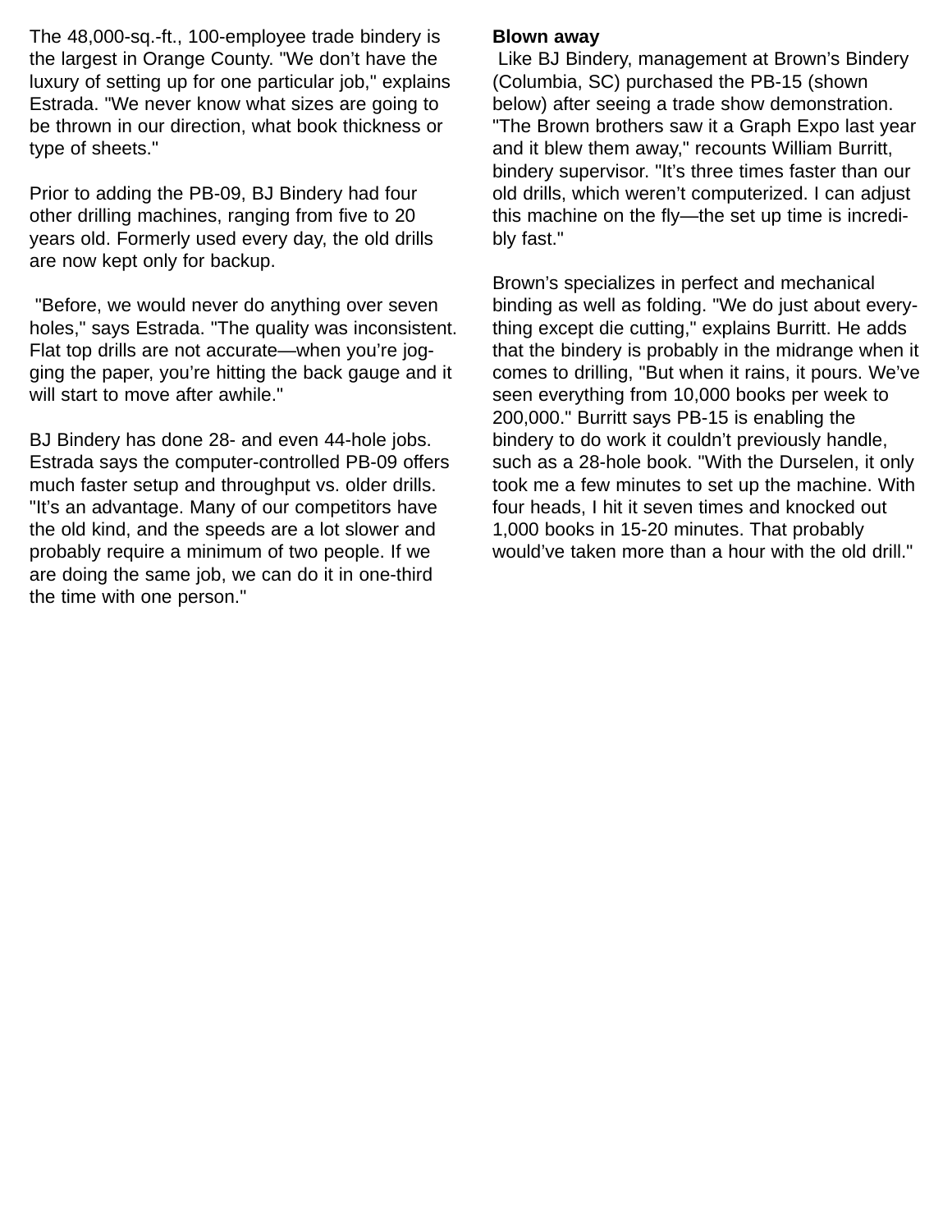The 48,000-sq.-ft., 100-employee trade bindery is the largest in Orange County. "We don't have the luxury of setting up for one particular job," explains Estrada. "We never know what sizes are going to be thrown in our direction, what book thickness or type of sheets."

Prior to adding the PB-09, BJ Bindery had four other drilling machines, ranging from five to 20 years old. Formerly used every day, the old drills are now kept only for backup.

"Before, we would never do anything over seven holes," says Estrada. "The quality was inconsistent. Flat top drills are not accurate—when you're jogging the paper, you're hitting the back gauge and it will start to move after awhile."

BJ Bindery has done 28- and even 44-hole jobs. Estrada says the computer-controlled PB-09 offers much faster setup and throughput vs. older drills. "It's an advantage. Many of our competitors have the old kind, and the speeds are a lot slower and probably require a minimum of two people. If we are doing the same job, we can do it in one-third the time with one person."

**Blown away**

Like BJ Bindery, management at Brown's Bindery (Columbia, SC) purchased the PB-15 (shown below) after seeing a trade show demonstration. "The Brown brothers saw it a Graph Expo last year and it blew them away," recounts William Burritt, bindery supervisor. "It's three times faster than our old drills, which weren't computerized. I can adjust this machine on the fly—the set up time is incredibly fast."

Brown's specializes in perfect and mechanical binding as well as folding. "We do just about everything except die cutting," explains Burritt. He adds that the bindery is probably in the midrange when it comes to drilling, "But when it rains, it pours. We've seen everything from 10,000 books per week to 200,000." Burritt says PB-15 is enabling the bindery to do work it couldn't previously handle, such as a 28-hole book. "With the Durselen, it only took me a few minutes to set up the machine. With four heads, I hit it seven times and knocked out 1,000 books in 15-20 minutes. That probably would've taken more than a hour with the old drill."